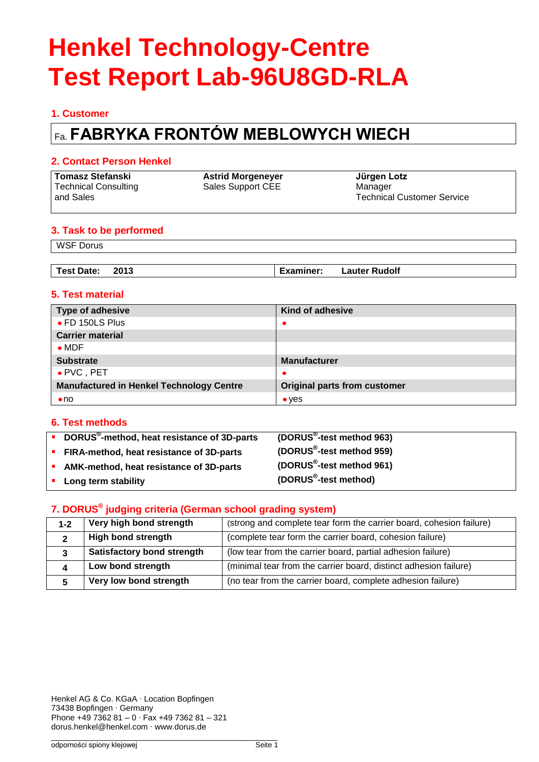# Henkel Technology-Centre
# Test Report Lab-96U8GD-RLA

## 1. Customer

Fa. **FABRYKA FRONTÓW MEBLOWYCH WIECH**

## 2. Contact Person Henkel

| **Tomasz Stefanski** | **Astrid Morgeneyer** | **Jürgen Lotz** |
|---|---|---|
| Technical Consulting and Sales | Sales Support CEE | Manager Technical Customer Service |

## 3. Task to be performed

WSF Dorus

| **Test Date:** **2013** | **Examiner:** **Lauter Rudolf** |
|---|---|

## 5. Test material

| **Type of adhesive** | **Kind of adhesive** |
|---|---|
| • FD 150LS Plus | • |
| **Carrier material** | |
| • MDF | |
| **Substrate** | **Manufacturer** |
| • PVC , PET | • |
| **Manufactured in Henkel Technology Centre** | **Original parts from customer** |
| • no | • yes |

## 6. Test methods

- **DORUS®-method, heat resistance of 3D-parts** **(DORUS®-test method 963)**
- **FIRA-method, heat resistance of 3D-parts** **(DORUS®-test method 959)**
- **AMK-method, heat resistance of 3D-parts** **(DORUS®-test method 961)**
- **Long term stability** **(DORUS®-test method)**

## 7. DORUS® judging criteria (German school grading system)

| | | |
|---|---|---|
| **1-2** | **Very high bond strength** | (strong and complete tear form the carrier board, cohesion failure) |
| **2** | **High bond strength** | (complete tear form the carrier board, cohesion failure) |
| **3** | **Satisfactory bond strength** | (low tear from the carrier board, partial adhesion failure) |
| **4** | **Low bond strength** | (minimal tear from the carrier board, distinct adhesion failure) |
| **5** | **Very low bond strength** | (no tear from the carrier board, complete adhesion failure) |

Henkel AG & Co. KGaA · Location Bopfingen
73438 Bopfingen · Germany
Phone +49 7362 81 – 0 · Fax +49 7362 81 – 321
dorus.henkel@henkel.com · www.dorus.de

odporności spiony klejowej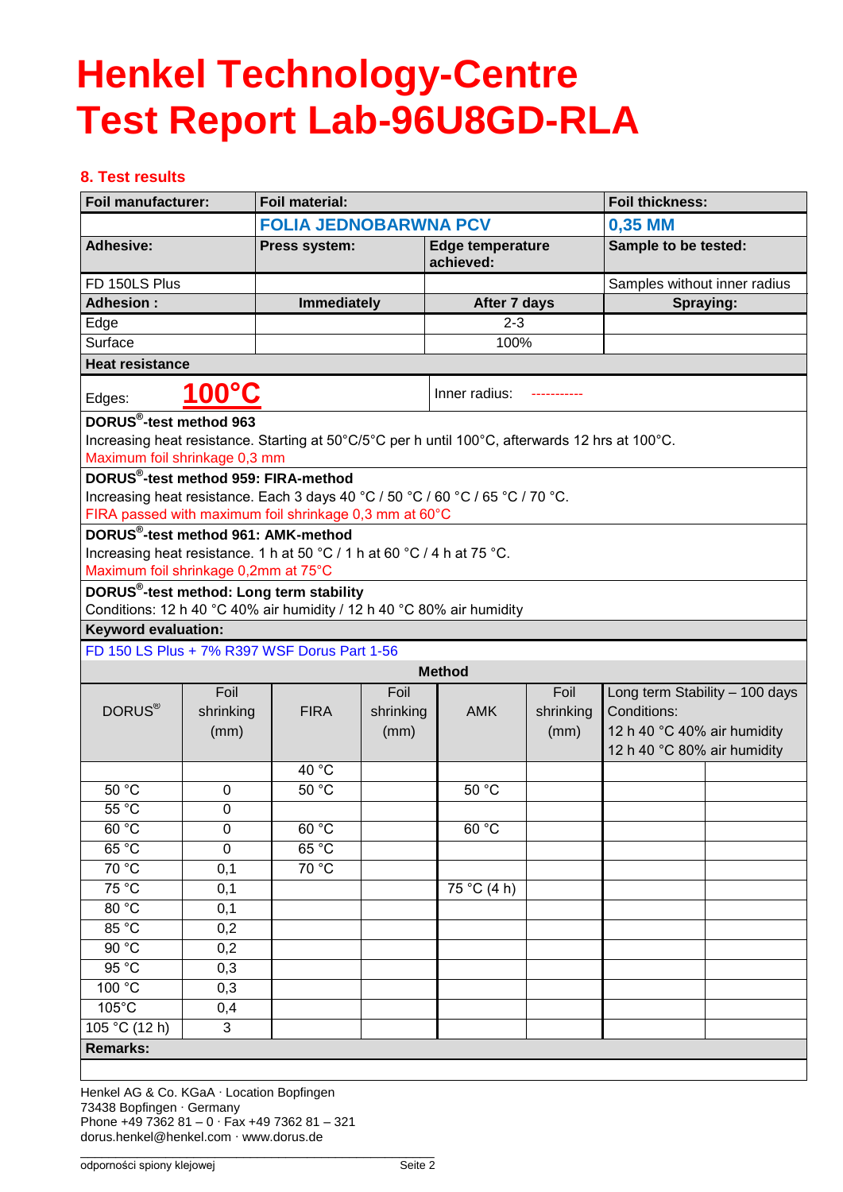# Henkel Technology-Centre
# Test Report Lab-96U8GD-RLA

## 8. Test results

| **Foil manufacturer:** | **Foil material:** | | **Foil thickness:** |
|---|---|---|---|
| | **FOLIA JEDNOBARWNA PCV** | | **0,35 MM** |
| **Adhesive:** | **Press system:** | **Edge temperature achieved:** | **Sample to be tested:** |
| FD 150LS Plus | | | Samples without inner radius |
| **Adhesion :** | **Immediately** | **After 7 days** | **Spraying:** |
| Edge | | 2-3 | |
| Surface | | 100% | |

**Heat resistance**

Edges: **100°C**

Inner radius: -----------

**DORUS®-test method 963**

Increasing heat resistance. Starting at 50°C/5°C per h until 100°C, afterwards 12 hrs at 100°C.

Maximum foil shrinkage 0,3 mm

**DORUS®-test method 959: FIRA-method**

Increasing heat resistance. Each 3 days 40 °C / 50 °C / 60 °C / 65 °C / 70 °C.

FIRA passed with maximum foil shrinkage 0,3 mm at 60°C

**DORUS®-test method 961: AMK-method**

Increasing heat resistance. 1 h at 50 °C / 1 h at 60 °C / 4 h at 75 °C.

Maximum foil shrinkage 0,2mm at 75°C

**DORUS®-test method: Long term stability**

Conditions: 12 h 40 °C 40% air humidity / 12 h 40 °C 80% air humidity

**Keyword evaluation:**

FD 150 LS Plus + 7% R397 WSF Dorus Part 1-56

| **Method** | | | | | | | |
|---|---|---|---|---|---|---|---|
| DORUS® | Foil shrinking (mm) | FIRA | Foil shrinking (mm) | AMK | Foil shrinking (mm) | Long term Stability – 100 days Conditions: 12 h 40 °C 40% air humidity 12 h 40 °C 80% air humidity | |
| | | 40 °C | | | | | |
| 50 °C | 0 | 50 °C | | 50 °C | | | |
| 55 °C | 0 | | | | | | |
| 60 °C | 0 | 60 °C | | 60 °C | | | |
| 65 °C | 0 | 65 °C | | | | | |
| 70 °C | 0,1 | 70 °C | | | | | |
| 75 °C | 0,1 | | | 75 °C (4 h) | | | |
| 80 °C | 0,1 | | | | | | |
| 85 °C | 0,2 | | | | | | |
| 90 °C | 0,2 | | | | | | |
| 95 °C | 0,3 | | | | | | |
| 100 °C | 0,3 | | | | | | |
| 105°C | 0,4 | | | | | | |
| 105 °C (12 h) | 3 | | | | | | |

**Remarks:**

Henkel AG & Co. KGaA · Location Bopfingen
73438 Bopfingen · Germany
Phone +49 7362 81 – 0 · Fax +49 7362 81 – 321
dorus.henkel@henkel.com · www.dorus.de

odporności spiony klejowej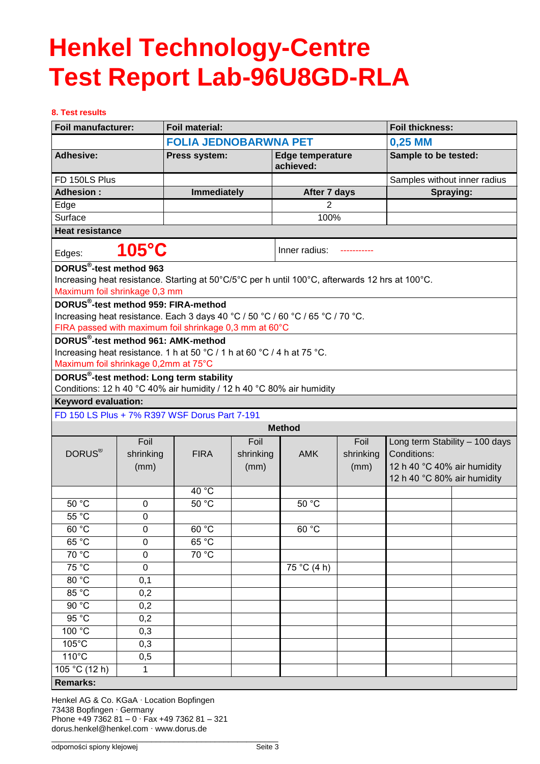# Henkel Technology-Centre
# Test Report Lab-96U8GD-RLA

**8. Test results**

| **Foil manufacturer:** | **Foil material:** | | **Foil thickness:** |
|---|---|---|---|
| | **FOLIA JEDNOBARWNA PET** | | **0,25 MM** |
| **Adhesive:** | **Press system:** | **Edge temperature achieved:** | **Sample to be tested:** |
| FD 150LS Plus | | | Samples without inner radius |
| **Adhesion :** | **Immediately** | **After 7 days** | **Spraying:** |
| Edge | | 2 | |
| Surface | | 100% | |

**Heat resistance**

Edges: **105°C** Inner radius: -----------

**DORUS®-test method 963**
Increasing heat resistance. Starting at 50°C/5°C per h until 100°C, afterwards 12 hrs at 100°C.
Maximum foil shrinkage 0,3 mm

**DORUS®-test method 959: FIRA-method**
Increasing heat resistance. Each 3 days 40 °C / 50 °C / 60 °C / 65 °C / 70 °C.
FIRA passed with maximum foil shrinkage 0,3 mm at 60°C

**DORUS®-test method 961: AMK-method**
Increasing heat resistance. 1 h at 50 °C / 1 h at 60 °C / 4 h at 75 °C.
Maximum foil shrinkage 0,2mm at 75°C

**DORUS®-test method: Long term stability**
Conditions: 12 h 40 °C 40% air humidity / 12 h 40 °C 80% air humidity

**Keyword evaluation:**

FD 150 LS Plus + 7% R397 WSF Dorus Part 7-191

| **Method** | | | | | | | |
|---|---|---|---|---|---|---|---|
| DORUS® | Foil shrinking (mm) | FIRA | Foil shrinking (mm) | AMK | Foil shrinking (mm) | Long term Stability – 100 days Conditions: 12 h 40 °C 40% air humidity 12 h 40 °C 80% air humidity | |
| | | 40 °C | | | | | |
| 50 °C | 0 | 50 °C | | 50 °C | | | |
| 55 °C | 0 | | | | | | |
| 60 °C | 0 | 60 °C | | 60 °C | | | |
| 65 °C | 0 | 65 °C | | | | | |
| 70 °C | 0 | 70 °C | | | | | |
| 75 °C | 0 | | | 75 °C (4 h) | | | |
| 80 °C | 0,1 | | | | | | |
| 85 °C | 0,2 | | | | | | |
| 90 °C | 0,2 | | | | | | |
| 95 °C | 0,2 | | | | | | |
| 100 °C | 0,3 | | | | | | |
| 105°C | 0,3 | | | | | | |
| 110°C | 0,5 | | | | | | |
| 105 °C (12 h) | 1 | | | | | | |

**Remarks:**

Henkel AG & Co. KGaA · Location Bopfingen
73438 Bopfingen · Germany
Phone +49 7362 81 – 0 · Fax +49 7362 81 – 321
dorus.henkel@henkel.com · www.dorus.de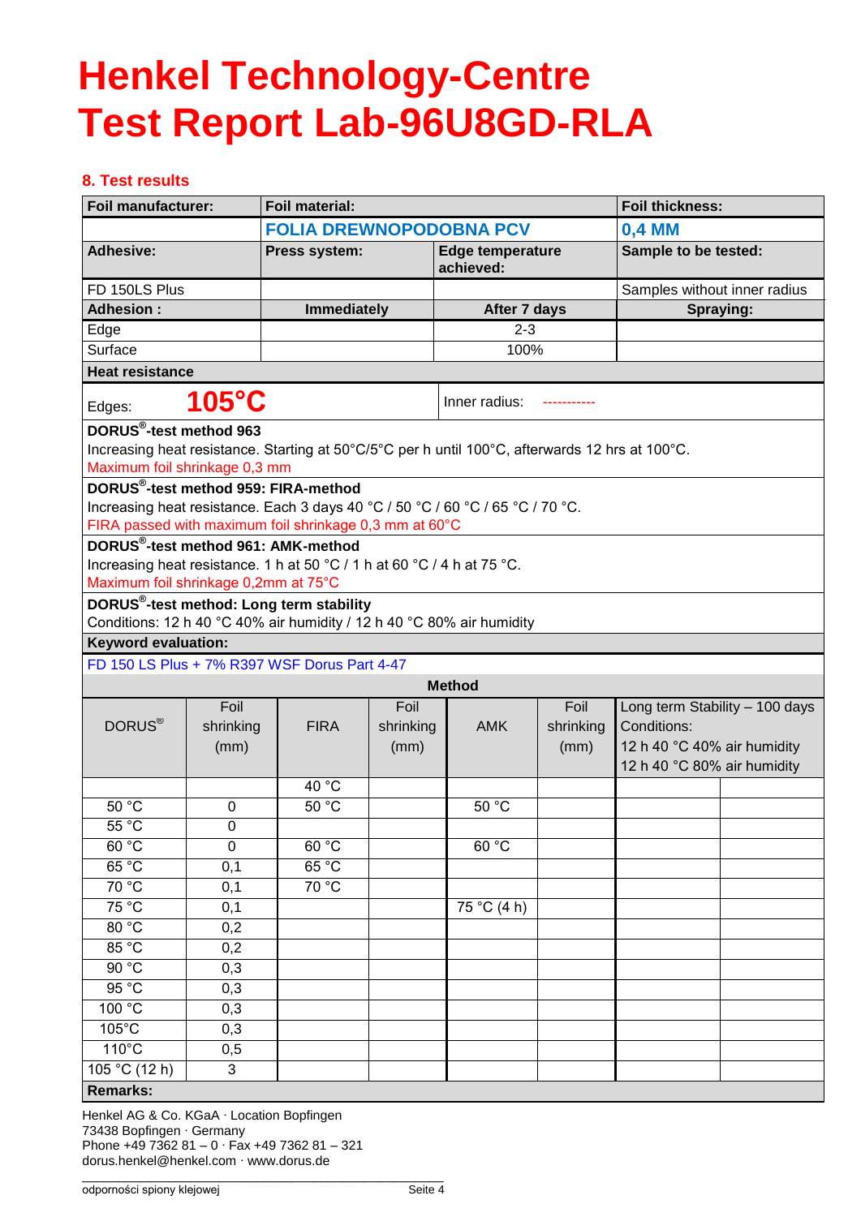# Henkel Technology-Centre
# Test Report Lab-96U8GD-RLA

## 8. Test results

| Foil manufacturer: | Foil material: | | Foil thickness: |
|---|---|---|---|
| | FOLIA DREWNOPODOBNA PCV | | 0,4 MM |
| **Adhesive:** | **Press system:** | **Edge temperature achieved:** | **Sample to be tested:** |
| FD 150LS Plus | | | Samples without inner radius |
| **Adhesion :** | **Immediately** | **After 7 days** | **Spraying:** |
| Edge | | 2-3 | |
| Surface | | 100% | |

**Heat resistance**

Edges: **105°C** Inner radius: -----------

**DORUS®-test method 963**

Increasing heat resistance. Starting at 50°C/5°C per h until 100°C, afterwards 12 hrs at 100°C.

Maximum foil shrinkage 0,3 mm

**DORUS®-test method 959: FIRA-method**

Increasing heat resistance. Each 3 days 40 °C / 50 °C / 60 °C / 65 °C / 70 °C.

FIRA passed with maximum foil shrinkage 0,3 mm at 60°C

**DORUS®-test method 961: AMK-method**

Increasing heat resistance. 1 h at 50 °C / 1 h at 60 °C / 4 h at 75 °C.

Maximum foil shrinkage 0,2mm at 75°C

**DORUS®-test method: Long term stability**

Conditions: 12 h 40 °C 40% air humidity / 12 h 40 °C 80% air humidity

**Keyword evaluation:**

FD 150 LS Plus + 7% R397 WSF Dorus Part 4-47

| Method | | | | | | | |
|---|---|---|---|---|---|---|---|
| DORUS® | Foil shrinking (mm) | FIRA | Foil shrinking (mm) | AMK | Foil shrinking (mm) | Long term Stability – 100 days Conditions: 12 h 40 °C 40% air humidity 12 h 40 °C 80% air humidity | |
| | | 40 °C | | | | | |
| 50 °C | 0 | 50 °C | | 50 °C | | | |
| 55 °C | 0 | | | | | | |
| 60 °C | 0 | 60 °C | | 60 °C | | | |
| 65 °C | 0,1 | 65 °C | | | | | |
| 70 °C | 0,1 | 70 °C | | | | | |
| 75 °C | 0,1 | | | 75 °C (4 h) | | | |
| 80 °C | 0,2 | | | | | | |
| 85 °C | 0,2 | | | | | | |
| 90 °C | 0,3 | | | | | | |
| 95 °C | 0,3 | | | | | | |
| 100 °C | 0,3 | | | | | | |
| 105°C | 0,3 | | | | | | |
| 110°C | 0,5 | | | | | | |
| 105 °C (12 h) | 3 | | | | | | |

**Remarks:**

Henkel AG & Co. KGaA · Location Bopfingen
73438 Bopfingen · Germany
Phone +49 7362 81 – 0 · Fax +49 7362 81 – 321
dorus.henkel@henkel.com · www.dorus.de

odporności spiony klejowej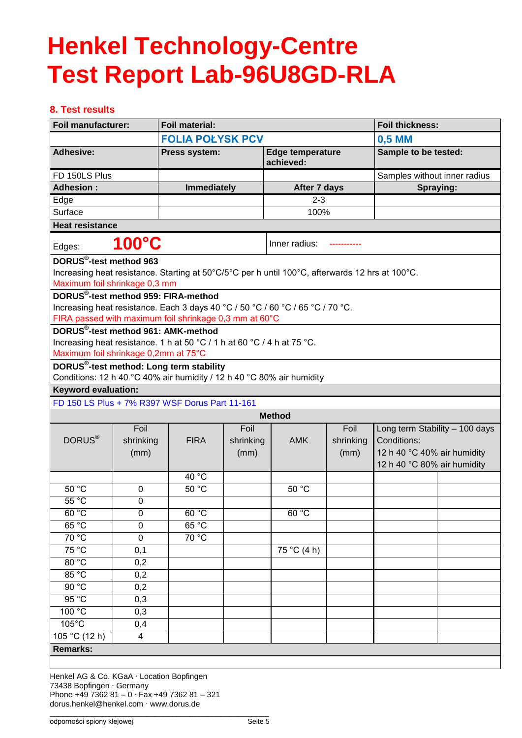# Henkel Technology-Centre
# Test Report Lab-96U8GD-RLA

## 8. Test results

| **Foil manufacturer:** | **Foil material:** | | **Foil thickness:** |
|---|---|---|---|
| | **FOLIA POŁYSK PCV** | | **0,5 MM** |
| **Adhesive:** | **Press system:** | **Edge temperature achieved:** | **Sample to be tested:** |
| FD 150LS Plus | | | Samples without inner radius |
| **Adhesion :** | **Immediately** | **After 7 days** | **Spraying:** |
| Edge | | 2-3 | |
| Surface | | 100% | |

**Heat resistance**

Edges: **100°C** | Inner radius: -----------

**DORUS®-test method 963**
Increasing heat resistance. Starting at 50°C/5°C per h until 100°C, afterwards 12 hrs at 100°C.
Maximum foil shrinkage 0,3 mm

**DORUS®-test method 959: FIRA-method**
Increasing heat resistance. Each 3 days 40 °C / 50 °C / 60 °C / 65 °C / 70 °C.
FIRA passed with maximum foil shrinkage 0,3 mm at 60°C

**DORUS®-test method 961: AMK-method**
Increasing heat resistance. 1 h at 50 °C / 1 h at 60 °C / 4 h at 75 °C.
Maximum foil shrinkage 0,2mm at 75°C

**DORUS®-test method: Long term stability**
Conditions: 12 h 40 °C 40% air humidity / 12 h 40 °C 80% air humidity

**Keyword evaluation:**

FD 150 LS Plus + 7% R397 WSF Dorus Part 11-161

**Method**

| DORUS® | Foil shrinking (mm) | FIRA | Foil shrinking (mm) | AMK | Foil shrinking (mm) | Long term Stability – 100 days Conditions: 12 h 40 °C 40% air humidity 12 h 40 °C 80% air humidity | |
|---|---|---|---|---|---|---|---|
| | | 40 °C | | | | | |
| 50 °C | 0 | 50 °C | | 50 °C | | | |
| 55 °C | 0 | | | | | | |
| 60 °C | 0 | 60 °C | | 60 °C | | | |
| 65 °C | 0 | 65 °C | | | | | |
| 70 °C | 0 | 70 °C | | | | | |
| 75 °C | 0,1 | | | 75 °C (4 h) | | | |
| 80 °C | 0,2 | | | | | | |
| 85 °C | 0,2 | | | | | | |
| 90 °C | 0,2 | | | | | | |
| 95 °C | 0,3 | | | | | | |
| 100 °C | 0,3 | | | | | | |
| 105°C | 0,4 | | | | | | |
| 105 °C (12 h) | 4 | | | | | | |

**Remarks:**

Henkel AG & Co. KGaA · Location Bopfingen
73438 Bopfingen · Germany
Phone +49 7362 81 – 0 · Fax +49 7362 81 – 321
dorus.henkel@henkel.com · www.dorus.de

odporności spiony klejowej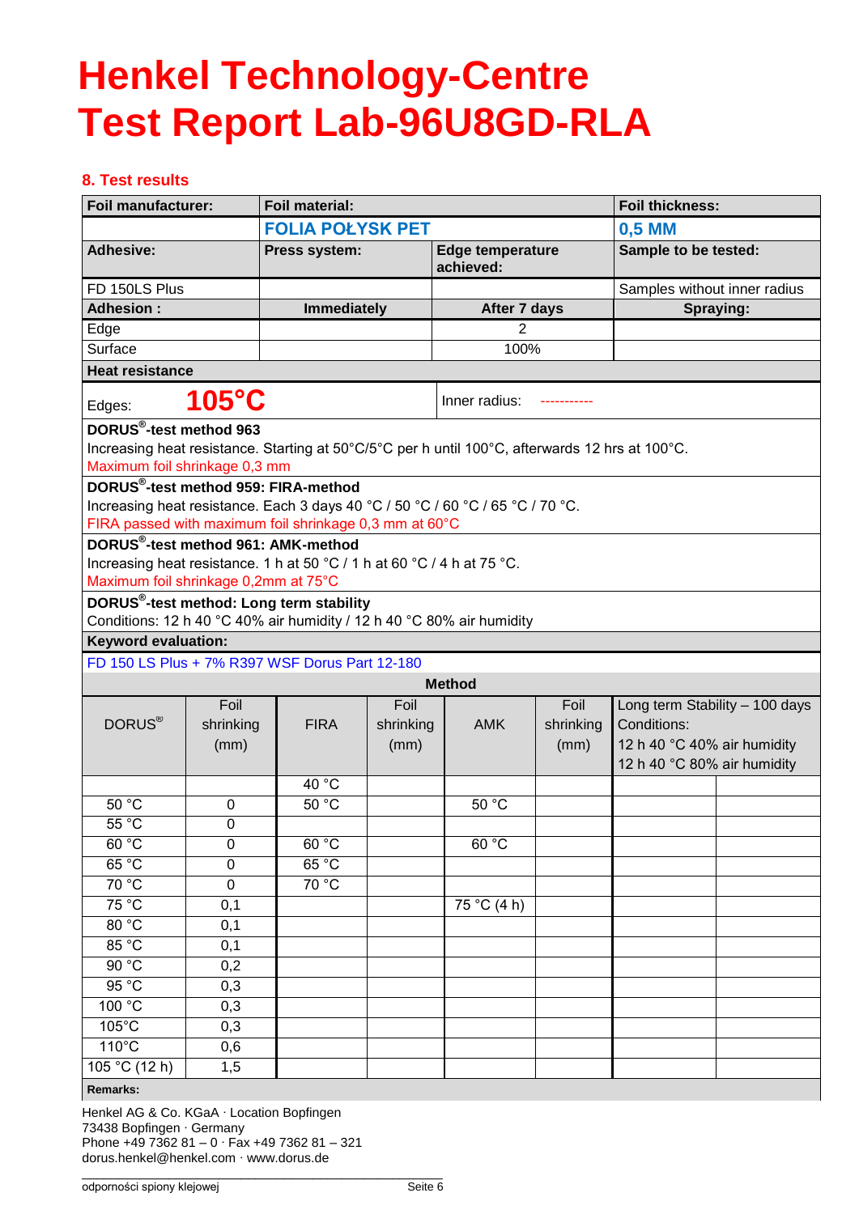# Henkel Technology-Centre
# Test Report Lab-96U8GD-RLA

## 8. Test results

| Foil manufacturer: | Foil material: | | Foil thickness: |
|---|---|---|---|
| | FOLIA POŁYSK PET | | 0,5 MM |
| **Adhesive:** | **Press system:** | **Edge temperature achieved:** | **Sample to be tested:** |
| FD 150LS Plus | | | Samples without inner radius |
| **Adhesion :** | **Immediately** | **After 7 days** | **Spraying:** |
| Edge | | 2 | |
| Surface | | 100% | |

**Heat resistance**

Edges: **105°C**

Inner radius: -----------

**DORUS®-test method 963**
Increasing heat resistance. Starting at 50°C/5°C per h until 100°C, afterwards 12 hrs at 100°C.
Maximum foil shrinkage 0,3 mm

**DORUS®-test method 959: FIRA-method**
Increasing heat resistance. Each 3 days 40 °C / 50 °C / 60 °C / 65 °C / 70 °C.
FIRA passed with maximum foil shrinkage 0,3 mm at 60°C

**DORUS®-test method 961: AMK-method**
Increasing heat resistance. 1 h at 50 °C / 1 h at 60 °C / 4 h at 75 °C.
Maximum foil shrinkage 0,2mm at 75°C

**DORUS®-test method: Long term stability**
Conditions: 12 h 40 °C 40% air humidity / 12 h 40 °C 80% air humidity

**Keyword evaluation:**

FD 150 LS Plus + 7% R397 WSF Dorus Part 12-180

**Method**

| DORUS® | Foil shrinking (mm) | FIRA | Foil shrinking (mm) | AMK | Foil shrinking (mm) | Long term Stability – 100 days Conditions: 12 h 40 °C 40% air humidity 12 h 40 °C 80% air humidity | |
|---|---|---|---|---|---|---|---|
| | | 40 °C | | | | | |
| 50 °C | 0 | 50 °C | | 50 °C | | | |
| 55 °C | 0 | | | | | | |
| 60 °C | 0 | 60 °C | | 60 °C | | | |
| 65 °C | 0 | 65 °C | | | | | |
| 70 °C | 0 | 70 °C | | | | | |
| 75 °C | 0,1 | | | 75 °C (4 h) | | | |
| 80 °C | 0,1 | | | | | | |
| 85 °C | 0,1 | | | | | | |
| 90 °C | 0,2 | | | | | | |
| 95 °C | 0,3 | | | | | | |
| 100 °C | 0,3 | | | | | | |
| 105°C | 0,3 | | | | | | |
| 110°C | 0,6 | | | | | | |
| 105 °C (12 h) | 1,5 | | | | | | |

**Remarks:**

Henkel AG & Co. KGaA · Location Bopfingen
73438 Bopfingen · Germany
Phone +49 7362 81 – 0 · Fax +49 7362 81 – 321
dorus.henkel@henkel.com · www.dorus.de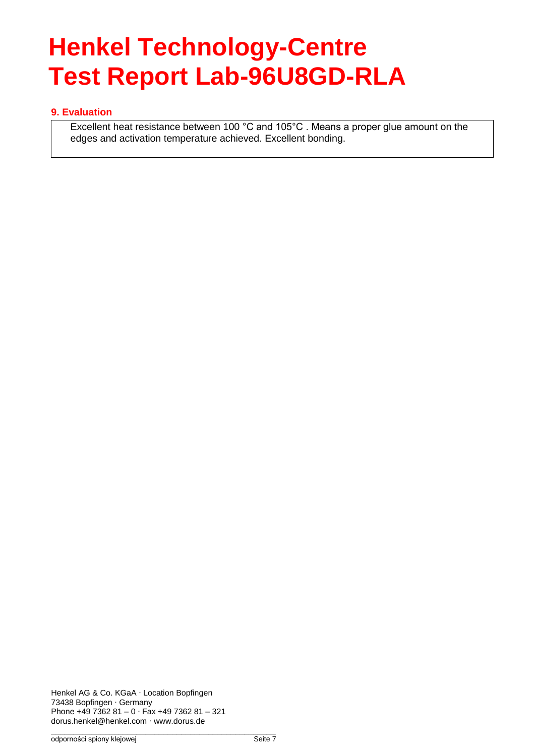### 9. Evaluation

Excellent heat resistance between 100 °C and 105°C . Means a proper glue amount on the edges and activation temperature achieved. Excellent bonding.